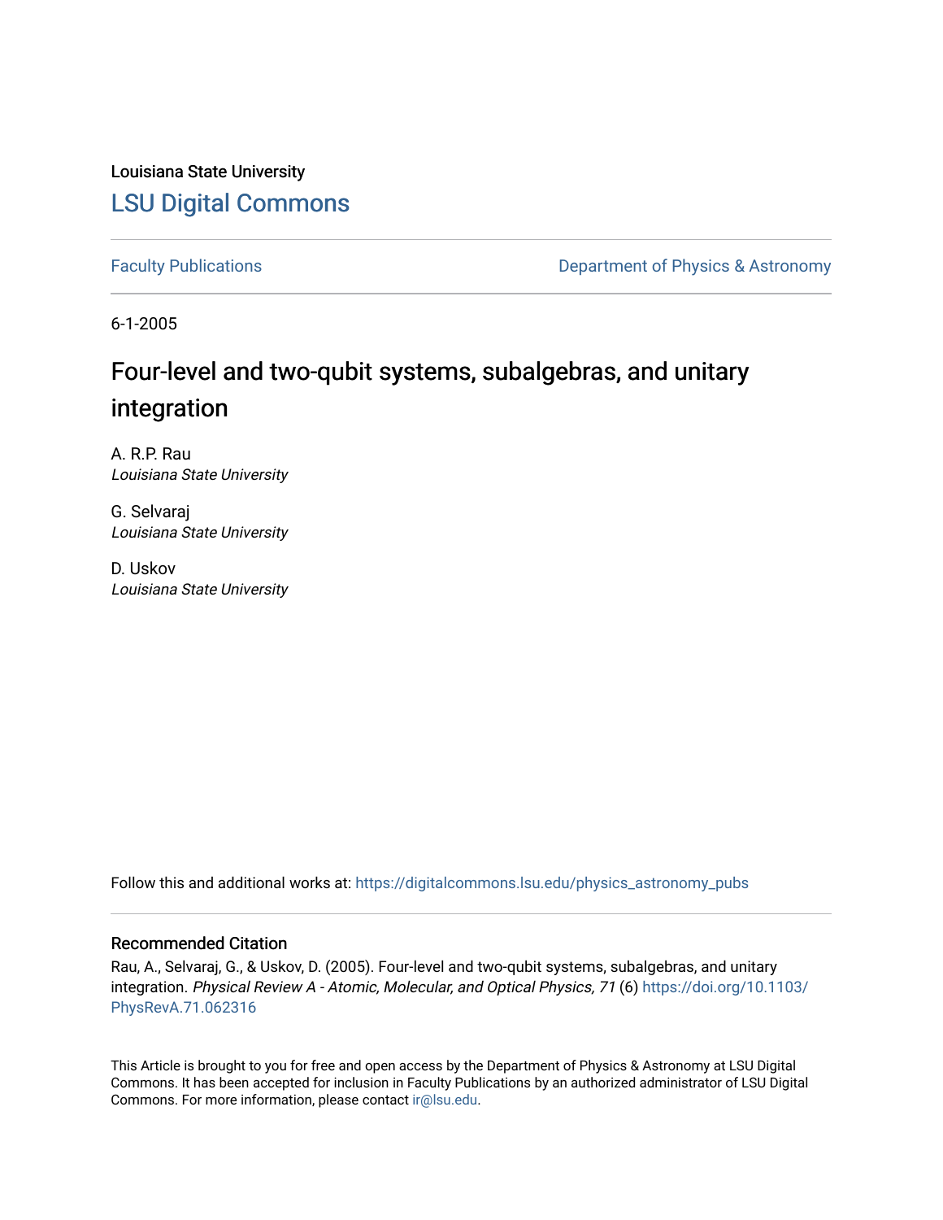Louisiana State University

# LSU Digital Commons

Faculty Publications | Department of Physics & Astronomy

6-1-2005

# Four-level and two-qubit systems, subalgebras, and unitary integration

A. R.P. Rau
*Louisiana State University*

G. Selvaraj
*Louisiana State University*

D. Uskov
*Louisiana State University*

Follow this and additional works at: https://digitalcommons.lsu.edu/physics_astronomy_pubs

## Recommended Citation

Rau, A., Selvaraj, G., & Uskov, D. (2005). Four-level and two-qubit systems, subalgebras, and unitary integration. *Physical Review A - Atomic, Molecular, and Optical Physics, 71* (6) https://doi.org/10.1103/PhysRevA.71.062316

This Article is brought to you for free and open access by the Department of Physics & Astronomy at LSU Digital Commons. It has been accepted for inclusion in Faculty Publications by an authorized administrator of LSU Digital Commons. For more information, please contact ir@lsu.edu.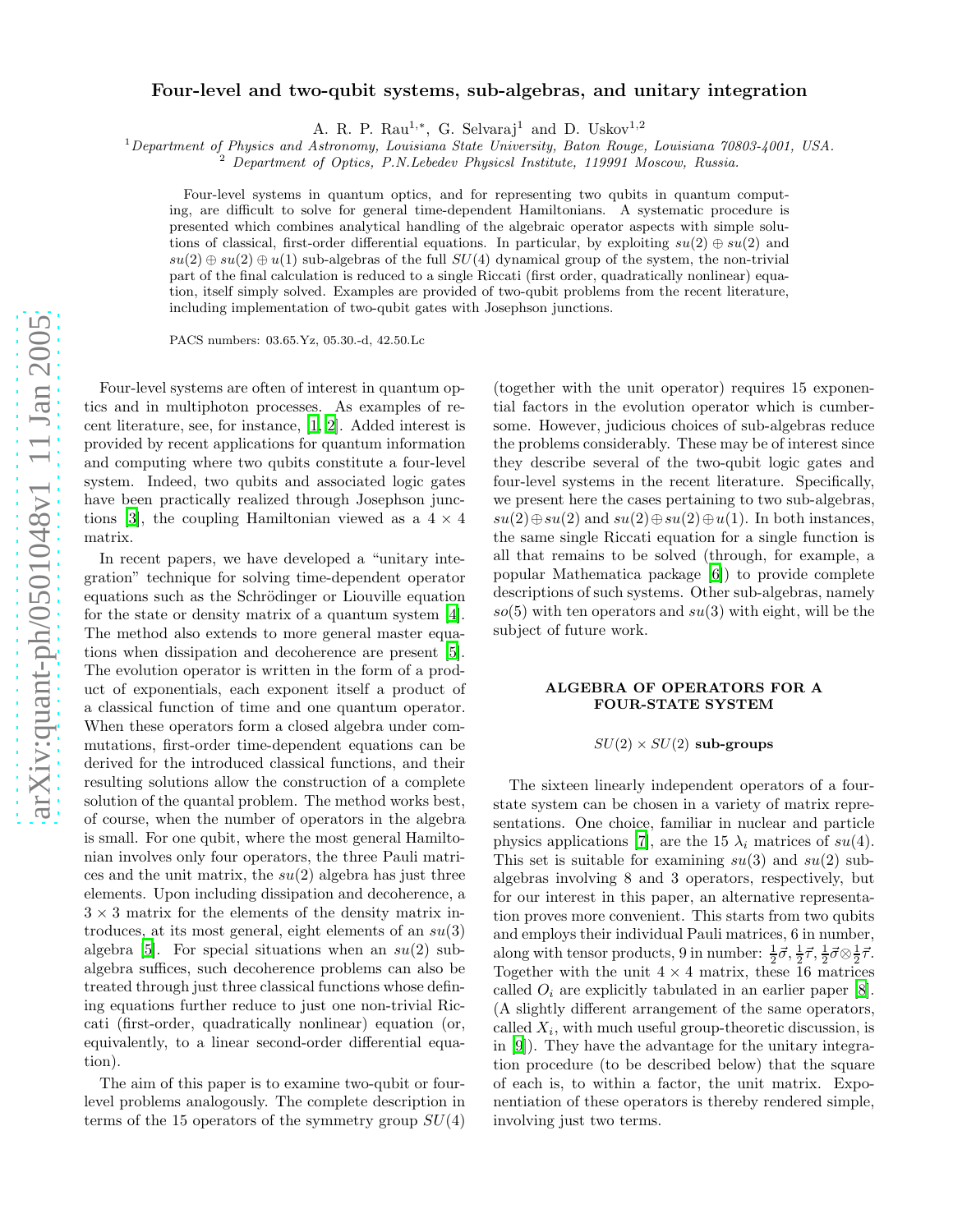# Four-level and two-qubit systems, sub-algebras, and unitary integration

A. R. P. Rau[1,*], G. Selvaraj[1] and D. Uskov[1,2]

[1]*Department of Physics and Astronomy, Louisiana State University, Baton Rouge, Louisiana 70803-4001, USA.*
[2] *Department of Optics, P.N.Lebedev Physicsl Institute, 119991 Moscow, Russia.*

Four-level systems in quantum optics, and for representing two qubits in quantum computing, are difficult to solve for general time-dependent Hamiltonians. A systematic procedure is presented which combines analytical handling of the algebraic operator aspects with simple solutions of classical, first-order differential equations. In particular, by exploiting $su(2) \oplus su(2)$ and $su(2) \oplus su(2) \oplus u(1)$ sub-algebras of the full $SU(4)$ dynamical group of the system, the non-trivial part of the final calculation is reduced to a single Riccati (first order, quadratically nonlinear) equation, itself simply solved. Examples are provided of two-qubit problems from the recent literature, including implementation of two-qubit gates with Josephson junctions.

PACS numbers: 03.65.Yz, 05.30.-d, 42.50.Lc

Four-level systems are often of interest in quantum optics and in multiphoton processes. As examples of recent literature, see, for instance, [1, 2]. Added interest is provided by recent applications for quantum information and computing where two qubits constitute a four-level system. Indeed, two qubits and associated logic gates have been practically realized through Josephson junctions [3], the coupling Hamiltonian viewed as a $4 \times 4$ matrix.

In recent papers, we have developed a "unitary integration" technique for solving time-dependent operator equations such as the Schrödinger or Liouville equation for the state or density matrix of a quantum system [4]. The method also extends to more general master equations when dissipation and decoherence are present [5]. The evolution operator is written in the form of a product of exponentials, each exponent itself a product of a classical function of time and one quantum operator. When these operators form a closed algebra under commutations, first-order time-dependent equations can be derived for the introduced classical functions, and their resulting solutions allow the construction of a complete solution of the quantal problem. The method works best, of course, when the number of operators in the algebra is small. For one qubit, where the most general Hamiltonian involves only four operators, the three Pauli matrices and the unit matrix, the $su(2)$ algebra has just three elements. Upon including dissipation and decoherence, a $3 \times 3$ matrix for the elements of the density matrix introduces, at its most general, eight elements of an $su(3)$ algebra [5]. For special situations when an $su(2)$ subalgebra suffices, such decoherence problems can also be treated through just three classical functions whose defining equations further reduce to just one non-trivial Riccati (first-order, quadratically nonlinear) equation (or, equivalently, to a linear second-order differential equation).

The aim of this paper is to examine two-qubit or four-level problems analogously. The complete description in terms of the 15 operators of the symmetry group $SU(4)$ (together with the unit operator) requires 15 exponential factors in the evolution operator which is cumbersome. However, judicious choices of sub-algebras reduce the problems considerably. These may be of interest since they describe several of the two-qubit logic gates and four-level systems in the recent literature. Specifically, we present here the cases pertaining to two sub-algebras, $su(2) \oplus su(2)$ and $su(2) \oplus su(2) \oplus u(1)$. In both instances, the same single Riccati equation for a single function is all that remains to be solved (through, for example, a popular Mathematica package [6]) to provide complete descriptions of such systems. Other sub-algebras, namely $so(5)$ with ten operators and $su(3)$ with eight, will be the subject of future work.

## ALGEBRA OF OPERATORS FOR A FOUR-STATE SYSTEM

### $SU(2) \times SU(2)$ sub-groups

The sixteen linearly independent operators of a four-state system can be chosen in a variety of matrix representations. One choice, familiar in nuclear and particle physics applications [7], are the 15 $\lambda_i$ matrices of $su(4)$. This set is suitable for examining $su(3)$ and $su(2)$ subalgebras involving 8 and 3 operators, respectively, but for our interest in this paper, an alternative representation proves more convenient. This starts from two qubits and employs their individual Pauli matrices, 6 in number, along with tensor products, 9 in number: $\frac{1}{2}\vec{\sigma}, \frac{1}{2}\vec{\tau}, \frac{1}{2}\vec{\sigma} \otimes \frac{1}{2}\vec{\tau}$. Together with the unit $4 \times 4$ matrix, these 16 matrices called $O_i$ are explicitly tabulated in an earlier paper [8]. (A slightly different arrangement of the same operators, called $X_i$, with much useful group-theoretic discussion, is in [9]). They have the advantage for the unitary integration procedure (to be described below) that the square of each is, to within a factor, the unit matrix. Exponentiation of these operators is thereby rendered simple, involving just two terms.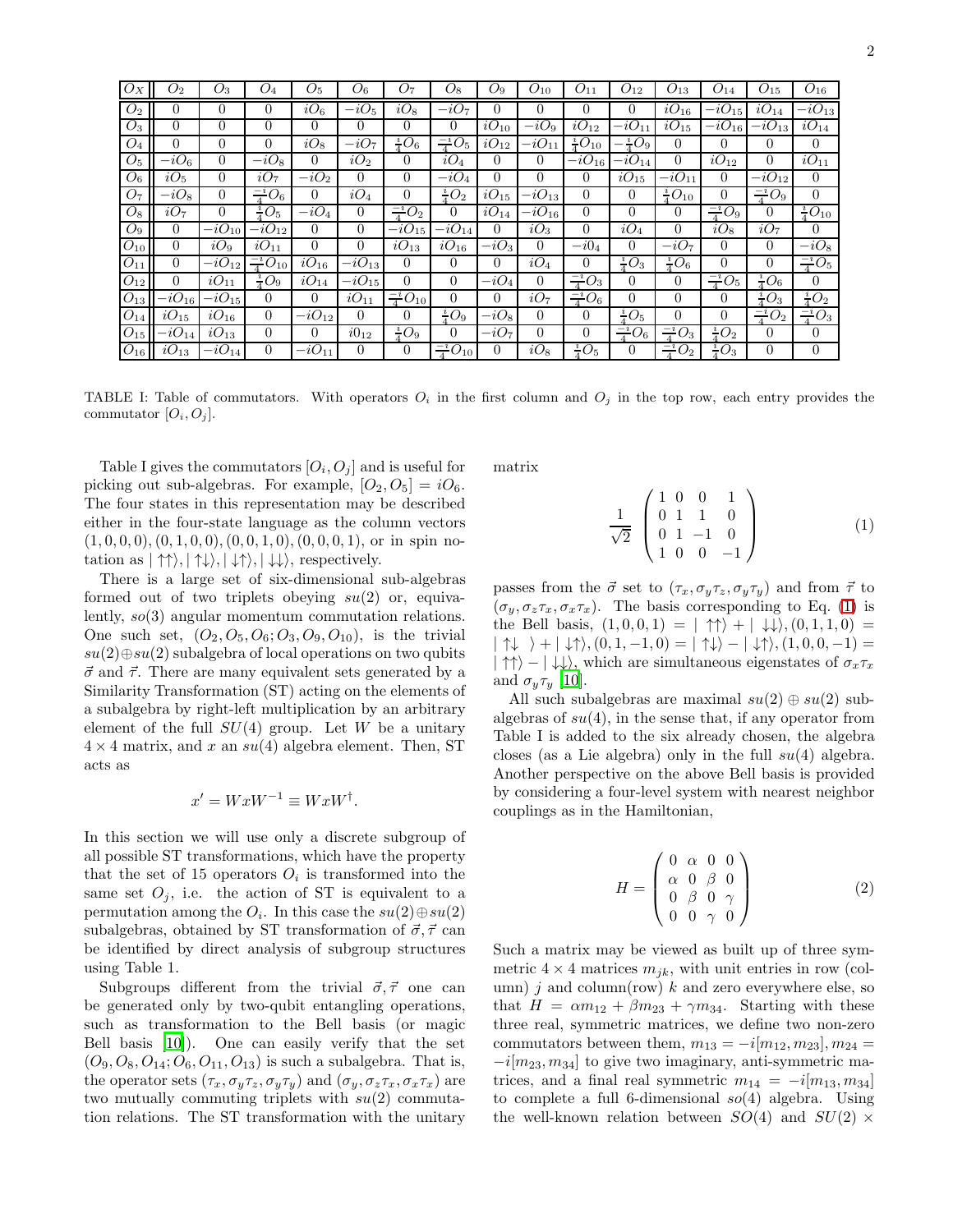| $O_X$ | $O_2$ | $O_3$ | $O_4$ | $O_5$ | $O_6$ | $O_7$ | $O_8$ | $O_9$ | $O_{10}$ | $O_{11}$ | $O_{12}$ | $O_{13}$ | $O_{14}$ | $O_{15}$ | $O_{16}$ |
|---|---|---|---|---|---|---|---|---|---|---|---|---|---|---|---|
| $O_2$ | 0 | 0 | 0 | $iO_6$ | $-iO_5$ | $iO_8$ | $-iO_7$ | 0 | 0 | 0 | 0 | $iO_{16}$ | $-iO_{15}$ | $iO_{14}$ | $-iO_{13}$ |
| $O_3$ | 0 | 0 | 0 | 0 | 0 | 0 | 0 | $iO_{10}$ | $-iO_9$ | $iO_{12}$ | $-iO_{11}$ | $iO_{15}$ | $-iO_{16}$ | $-iO_{13}$ | $iO_{14}$ |
| $O_4$ | 0 | 0 | 0 | $iO_8$ | $-iO_7$ | $\frac{i}{4}O_6$ | $\frac{-i}{4}O_5$ | $iO_{12}$ | $-iO_{11}$ | $\frac{i}{4}O_{10}$ | $-\frac{i}{4}O_9$ | 0 | 0 | 0 | 0 |
| $O_5$ | $-iO_6$ | 0 | $-iO_8$ | 0 | $iO_2$ | 0 | $iO_4$ | 0 | 0 | $-iO_{16}$ | $-iO_{14}$ | 0 | $iO_{12}$ | 0 | $iO_{11}$ |
| $O_6$ | $iO_5$ | 0 | $iO_7$ | $-iO_2$ | 0 | 0 | $-iO_4$ | 0 | 0 | 0 | $iO_{15}$ | $-iO_{11}$ | 0 | $-iO_{12}$ | 0 |
| $O_7$ | $-iO_8$ | 0 | $\frac{-i}{4}O_6$ | 0 | $iO_4$ | 0 | $\frac{i}{4}O_2$ | $iO_{15}$ | $-iO_{13}$ | 0 | 0 | $\frac{i}{4}O_{10}$ | 0 | $\frac{-i}{4}O_9$ | 0 |
| $O_8$ | $iO_7$ | 0 | $\frac{i}{4}O_5$ | $-iO_4$ | 0 | $\frac{-i}{4}O_2$ | 0 | $iO_{14}$ | $-iO_{16}$ | 0 | 0 | 0 | $\frac{-i}{4}O_9$ | 0 | $\frac{i}{4}O_{10}$ |
| $O_9$ | 0 | $-iO_{10}$ | $-iO_{12}$ | 0 | 0 | $-iO_{15}$ | $-iO_{14}$ | 0 | $iO_3$ | 0 | $iO_4$ | 0 | $iO_8$ | $iO_7$ | 0 |
| $O_{10}$ | 0 | $iO_9$ | $iO_{11}$ | 0 | 0 | $iO_{13}$ | $iO_{16}$ | $-iO_3$ | 0 | $-i0_4$ | 0 | $-iO_7$ | 0 | 0 | $-iO_8$ |
| $O_{11}$ | 0 | $-iO_{12}$ | $\frac{-i}{4}O_{10}$ | $iO_{16}$ | $-iO_{13}$ | 0 | 0 | 0 | $iO_4$ | 0 | $\frac{i}{4}O_3$ | $\frac{i}{4}O_6$ | 0 | 0 | $\frac{-i}{4}O_5$ |
| $O_{12}$ | 0 | $iO_{11}$ | $\frac{i}{4}O_9$ | $iO_{14}$ | $-iO_{15}$ | 0 | 0 | $-iO_4$ | 0 | $\frac{-i}{4}O_3$ | 0 | 0 | $\frac{-i}{4}O_5$ | $\frac{i}{4}O_6$ | 0 |
| $O_{13}$ | $-iO_{16}$ | $-iO_{15}$ | 0 | 0 | $iO_{11}$ | $\frac{-i}{4}O_{10}$ | 0 | 0 | $iO_7$ | $\frac{-i}{4}O_6$ | 0 | 0 | 0 | $\frac{i}{4}O_3$ | $\frac{i}{4}O_2$ |
| $O_{14}$ | $iO_{15}$ | $iO_{16}$ | 0 | $-iO_{12}$ | 0 | 0 | $\frac{i}{4}O_9$ | $-iO_8$ | 0 | 0 | $\frac{i}{4}O_5$ | 0 | 0 | $\frac{-i}{4}O_2$ | $\frac{-i}{4}O_3$ |
| $O_{15}$ | $-iO_{14}$ | $iO_{13}$ | 0 | 0 | $i0_{12}$ | $\frac{i}{4}O_9$ | 0 | $-iO_7$ | 0 | 0 | $\frac{-i}{4}O_6$ | $\frac{-i}{4}O_3$ | $\frac{i}{4}O_2$ | 0 | 0 |
| $O_{16}$ | $iO_{13}$ | $-iO_{14}$ | 0 | $-iO_{11}$ | 0 | 0 | $\frac{-i}{4}O_{10}$ | 0 | $iO_8$ | $\frac{i}{4}O_5$ | 0 | $\frac{-i}{4}O_2$ | $\frac{i}{4}O_3$ | 0 | 0 |

TABLE I: Table of commutators. With operators $O_i$ in the first column and $O_j$ in the top row, each entry provides the commutator $[O_i, O_j]$.

Table I gives the commutators $[O_i, O_j]$ and is useful for picking out sub-algebras. For example, $[O_2, O_5] = iO_6$. The four states in this representation may be described either in the four-state language as the column vectors $(1,0,0,0), (0,1,0,0), (0,0,1,0), (0,0,0,1)$, or in spin notation as $|\uparrow\uparrow\rangle, |\uparrow\downarrow\rangle, |\downarrow\uparrow\rangle, |\downarrow\downarrow\rangle$, respectively.

There is a large set of six-dimensional sub-algebras formed out of two triplets obeying $su(2)$ or, equivalently, $so(3)$ angular momentum commutation relations. One such set, $(O_2, O_5, O_6; O_3, O_9, O_{10})$, is the trivial $su(2)\oplus su(2)$ subalgebra of local operations on two qubits $\vec{\sigma}$ and $\vec{\tau}$. There are many equivalent sets generated by a Similarity Transformation (ST) acting on the elements of a subalgebra by right-left multiplication by an arbitrary element of the full $SU(4)$ group. Let $W$ be a unitary $4\times 4$ matrix, and $x$ an $su(4)$ algebra element. Then, ST acts as

$$x' = WxW^{-1} \equiv WxW^{\dagger}.$$

In this section we will use only a discrete subgroup of all possible ST transformations, which have the property that the set of 15 operators $O_i$ is transformed into the same set $O_j$, i.e. the action of ST is equivalent to a permutation among the $O_i$. In this case the $su(2)\oplus su(2)$ subalgebras, obtained by ST transformation of $\vec{\sigma}, \vec{\tau}$ can be identified by direct analysis of subgroup structures using Table 1.

Subgroups different from the trivial $\vec{\sigma}, \vec{\tau}$ one can be generated only by two-qubit entangling operations, such as transformation to the Bell basis (or magic Bell basis [10]). One can easily verify that the set $(O_9, O_8, O_{14}; O_6, O_{11}, O_{13})$ is such a subalgebra. That is, the operator sets $(\tau_x, \sigma_y\tau_z, \sigma_y\tau_y)$ and $(\sigma_y, \sigma_z\tau_x, \sigma_x\tau_x)$ are two mutually commuting triplets with $su(2)$ commutation relations. The ST transformation with the unitary matrix

$$\frac{1}{\sqrt{2}} \begin{pmatrix} 1 & 0 & 0 & 1 \\ 0 & 1 & 1 & 0 \\ 0 & 1 & -1 & 0 \\ 1 & 0 & 0 & -1 \end{pmatrix} \tag{1}$$

passes from the $\vec{\sigma}$ set to $(\tau_x, \sigma_y\tau_z, \sigma_y\tau_y)$ and from $\vec{\tau}$ to $(\sigma_y, \sigma_z\tau_x, \sigma_x\tau_x)$. The basis corresponding to Eq. (1) is the Bell basis, $(1,0,0,1) = |\uparrow\uparrow\rangle + |\downarrow\downarrow\rangle, (0,1,1,0) = |\uparrow\downarrow\rangle + |\downarrow\uparrow\rangle, (0,1,-1,0) = |\uparrow\downarrow\rangle - |\downarrow\uparrow\rangle, (1,0,0,-1) = |\uparrow\uparrow\rangle - |\downarrow\downarrow\rangle$, which are simultaneous eigenstates of $\sigma_x\tau_x$ and $\sigma_y\tau_y$ [10].

All such subalgebras are maximal $su(2)\oplus su(2)$ subalgebras of $su(4)$, in the sense that, if any operator from Table I is added to the six already chosen, the algebra closes (as a Lie algebra) only in the full $su(4)$ algebra. Another perspective on the above Bell basis is provided by considering a four-level system with nearest neighbor couplings as in the Hamiltonian,

$$H = \begin{pmatrix} 0 & \alpha & 0 & 0 \\ \alpha & 0 & \beta & 0 \\ 0 & \beta & 0 & \gamma \\ 0 & 0 & \gamma & 0 \end{pmatrix} \tag{2}$$

Such a matrix may be viewed as built up of three symmetric $4\times 4$ matrices $m_{jk}$, with unit entries in row (column) $j$ and column(row) $k$ and zero everywhere else, so that $H = \alpha m_{12} + \beta m_{23} + \gamma m_{34}$. Starting with these three real, symmetric matrices, we define two non-zero commutators between them, $m_{13} = -i[m_{12}, m_{23}], m_{24} = -i[m_{23}, m_{34}]$ to give two imaginary, anti-symmetric matrices, and a final real symmetric $m_{14} = -i[m_{13}, m_{34}]$ to complete a full 6-dimensional $so(4)$ algebra. Using the well-known relation between $SO(4)$ and $SU(2)\times$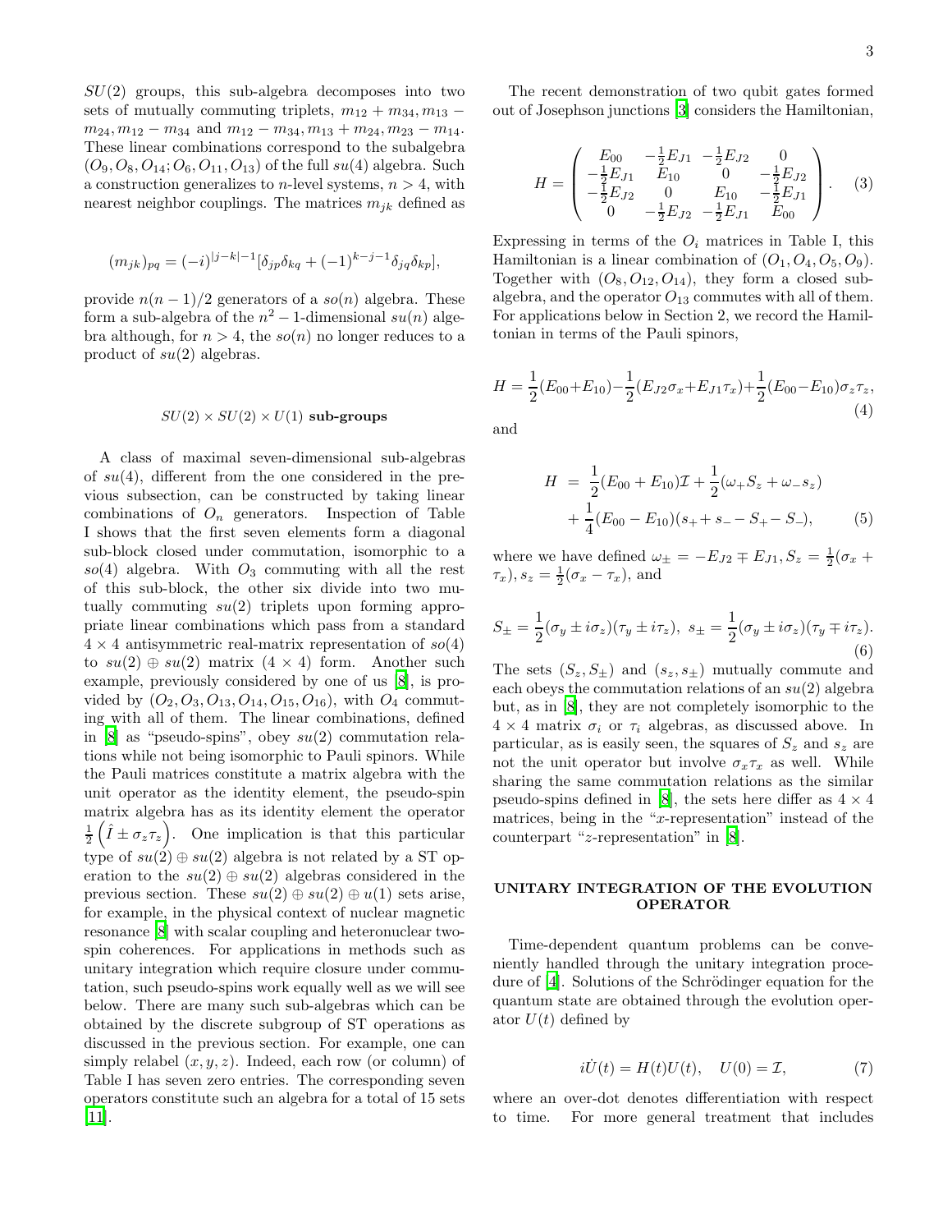$SU(2)$ groups, this sub-algebra decomposes into two sets of mutually commuting triplets, $m_{12}+m_{34}, m_{13}-m_{24}, m_{12}-m_{34}$ and $m_{12}-m_{34}, m_{13}+m_{24}, m_{23}-m_{14}$. These linear combinations correspond to the subalgebra $(O_9, O_8, O_{14}; O_6, O_{11}, O_{13})$ of the full $su(4)$ algebra. Such a construction generalizes to $n$-level systems, $n > 4$, with nearest neighbor couplings. The matrices $m_{jk}$ defined as

$$(m_{jk})_{pq} = (-i)^{|j-k|-1}[\delta_{jp}\delta_{kq} + (-1)^{k-j-1}\delta_{jq}\delta_{kp}],$$

provide $n(n-1)/2$ generators of a $so(n)$ algebra. These form a sub-algebra of the $n^2-1$-dimensional $su(n)$ algebra although, for $n > 4$, the $so(n)$ no longer reduces to a product of $su(2)$ algebras.

### $SU(2) \times SU(2) \times U(1)$ sub-groups

A class of maximal seven-dimensional sub-algebras of $su(4)$, different from the one considered in the previous subsection, can be constructed by taking linear combinations of $O_n$ generators. Inspection of Table I shows that the first seven elements form a diagonal sub-block closed under commutation, isomorphic to a $so(4)$ algebra. With $O_3$ commuting with all the rest of this sub-block, the other six divide into two mutually commuting $su(2)$ triplets upon forming appropriate linear combinations which pass from a standard $4 \times 4$ antisymmetric real-matrix representation of $so(4)$ to $su(2) \oplus su(2)$ matrix ($4 \times 4$) form. Another such example, previously considered by one of us [8], is provided by $(O_2, O_3, O_{13}, O_{14}, O_{15}, O_{16})$, with $O_4$ commuting with all of them. The linear combinations, defined in [8] as "pseudo-spins", obey $su(2)$ commutation relations while not being isomorphic to Pauli spinors. While the Pauli matrices constitute a matrix algebra with the unit operator as the identity element, the pseudo-spin matrix algebra has as its identity element the operator $\frac{1}{2}\left(\hat{I} \pm \sigma_z\tau_z\right)$. One implication is that this particular type of $su(2) \oplus su(2)$ algebra is not related by a ST operation to the $su(2) \oplus su(2)$ algebras considered in the previous section. These $su(2) \oplus su(2) \oplus u(1)$ sets arise, for example, in the physical context of nuclear magnetic resonance [8] with scalar coupling and heteronuclear two-spin coherences. For applications in methods such as unitary integration which require closure under commutation, such pseudo-spins work equally well as we will see below. There are many such sub-algebras which can be obtained by the discrete subgroup of ST operations as discussed in the previous section. For example, one can simply relabel $(x, y, z)$. Indeed, each row (or column) of Table I has seven zero entries. The corresponding seven operators constitute such an algebra for a total of 15 sets [11].

The recent demonstration of two qubit gates formed out of Josephson junctions [3] considers the Hamiltonian,

$$H = \begin{pmatrix} E_{00} & -\frac{1}{2}E_{J1} & -\frac{1}{2}E_{J2} & 0 \\ -\frac{1}{2}E_{J1} & E_{10} & 0 & -\frac{1}{2}E_{J2} \\ -\frac{1}{2}E_{J2} & 0 & E_{10} & -\frac{1}{2}E_{J1} \\ 0 & -\frac{1}{2}E_{J2} & -\frac{1}{2}E_{J1} & E_{00} \end{pmatrix}. \quad (3)$$

Expressing in terms of the $O_i$ matrices in Table I, this Hamiltonian is a linear combination of $(O_1, O_4, O_5, O_9)$. Together with $(O_8, O_{12}, O_{14})$, they form a closed subalgebra, and the operator $O_{13}$ commutes with all of them. For applications below in Section 2, we record the Hamiltonian in terms of the Pauli spinors,

$$H = \frac{1}{2}(E_{00}+E_{10}) - \frac{1}{2}(E_{J2}\sigma_x + E_{J1}\tau_x) + \frac{1}{2}(E_{00}-E_{10})\sigma_z\tau_z, \quad (4)$$

and

$$\begin{aligned} H &= \frac{1}{2}(E_{00}+E_{10})\mathcal{I} + \frac{1}{2}(\omega_+ S_z + \omega_- s_z) \\ &+ \frac{1}{4}(E_{00}-E_{10})(s_+ + s_- - S_+ - S_-), \end{aligned} \quad (5)$$

where we have defined $\omega_\pm = -E_{J2} \mp E_{J1}, S_z = \frac{1}{2}(\sigma_x + \tau_x), s_z = \frac{1}{2}(\sigma_x - \tau_x)$, and

$$S_\pm = \frac{1}{2}(\sigma_y \pm i\sigma_z)(\tau_y \pm i\tau_z), \; s_\pm = \frac{1}{2}(\sigma_y \pm i\sigma_z)(\tau_y \mp i\tau_z). \quad (6)$$

The sets $(S_z, S_\pm)$ and $(s_z, s_\pm)$ mutually commute and each obeys the commutation relations of an $su(2)$ algebra but, as in [8], they are not completely isomorphic to the $4 \times 4$ matrix $\sigma_i$ or $\tau_i$ algebras, as discussed above. In particular, as is easily seen, the squares of $S_z$ and $s_z$ are not the unit operator but involve $\sigma_x\tau_x$ as well. While sharing the same commutation relations as the similar pseudo-spins defined in [8], the sets here differ as $4 \times 4$ matrices, being in the "$x$-representation" instead of the counterpart "$z$-representation" in [8].

## UNITARY INTEGRATION OF THE EVOLUTION OPERATOR

Time-dependent quantum problems can be conveniently handled through the unitary integration procedure of [4]. Solutions of the Schrödinger equation for the quantum state are obtained through the evolution operator $U(t)$ defined by

$$i\dot{U}(t) = H(t)U(t), \quad U(0) = \mathcal{I}, \quad (7)$$

where an over-dot denotes differentiation with respect to time. For more general treatment that includes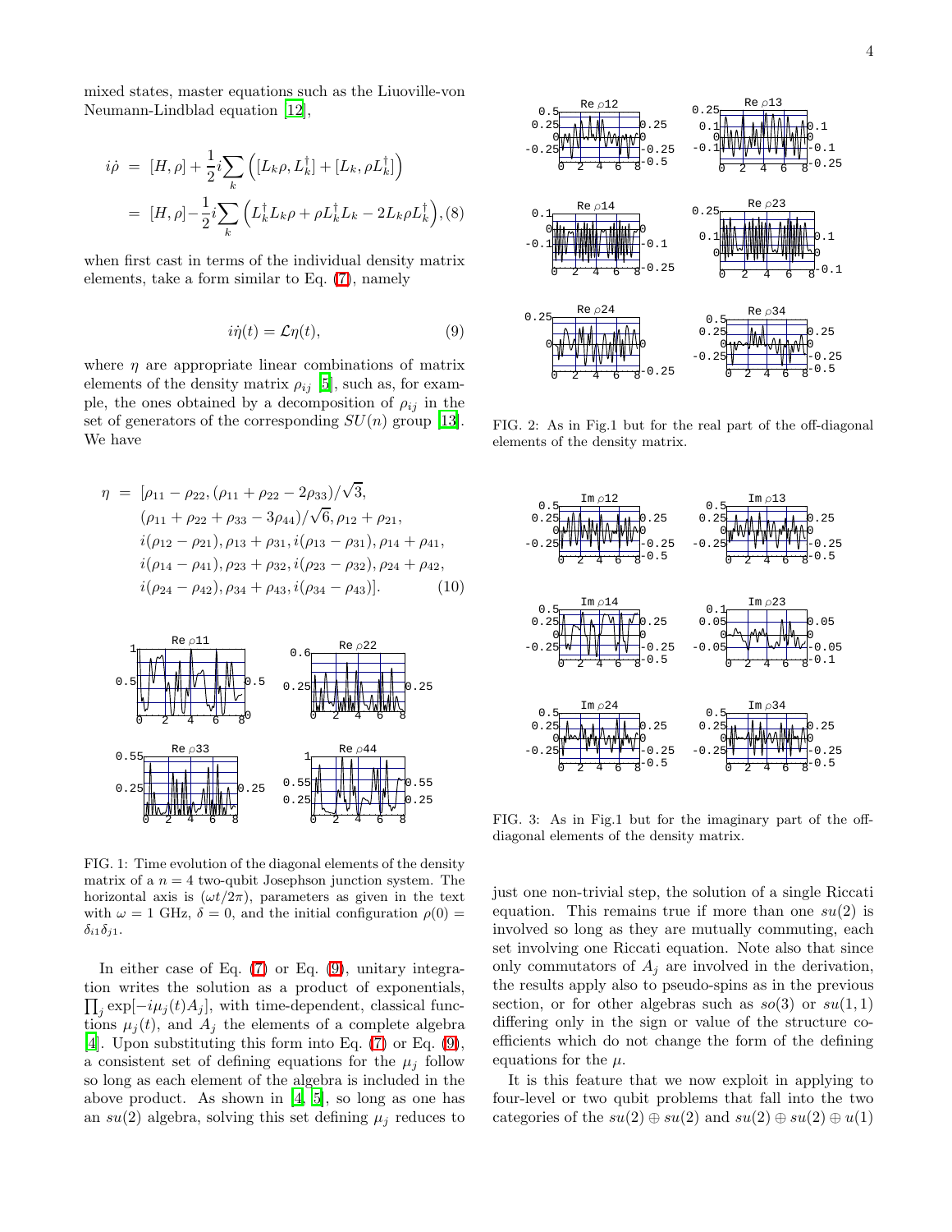mixed states, master equations such as the Liouville-von Neumann-Lindblad equation [12],

$$
\begin{aligned}
i\dot{\rho} &= [H,\rho] + \frac{1}{2}i\sum_k \left([L_k\rho, L_k^\dagger] + [L_k, \rho L_k^\dagger]\right) \\
&= [H,\rho] - \frac{1}{2}i\sum_k \left(L_k^\dagger L_k\rho + \rho L_k^\dagger L_k - 2L_k\rho L_k^\dagger\right), \quad (8)
\end{aligned}
$$

when first cast in terms of the individual density matrix elements, take a form similar to Eq. (7), namely

$$
i\dot{\eta}(t) = \mathcal{L}\eta(t), \quad (9)
$$

where $\eta$ are appropriate linear combinations of matrix elements of the density matrix $\rho_{ij}$ [5], such as, for example, the ones obtained by a decomposition of $\rho_{ij}$ in the set of generators of the corresponding $SU(n)$ group [13]. We have

$$
\begin{aligned}
\eta = &[\rho_{11}-\rho_{22}, (\rho_{11}+\rho_{22}-2\rho_{33})/\sqrt{3}, \\
&(\rho_{11}+\rho_{22}+\rho_{33}-3\rho_{44})/\sqrt{6}, \rho_{12}+\rho_{21}, \\
&i(\rho_{12}-\rho_{21}), \rho_{13}+\rho_{31}, i(\rho_{13}-\rho_{31}), \rho_{14}+\rho_{41}, \\
&i(\rho_{14}-\rho_{41}), \rho_{23}+\rho_{32}, i(\rho_{23}-\rho_{32}), \rho_{24}+\rho_{42}, \\
&i(\rho_{24}-\rho_{42}), \rho_{34}+\rho_{43}, i(\rho_{34}-\rho_{43})]. \quad (10)
\end{aligned}
$$

FIG. 1: Time evolution of the diagonal elements of the density matrix of a $n=4$ two-qubit Josephson junction system. The horizontal axis is $(\omega t/2\pi)$, parameters as given in the text with $\omega = 1$ GHz, $\delta = 0$, and the initial configuration $\rho(0) = \delta_{i1}\delta_{j1}$.

In either case of Eq. (7) or Eq. (9), unitary integration writes the solution as a product of exponentials, $\prod_j \exp[-i\mu_j(t)A_j]$, with time-dependent, classical functions $\mu_j(t)$, and $A_j$ the elements of a complete algebra [4]. Upon substituting this form into Eq. (7) or Eq. (9), a consistent set of defining equations for the $\mu_j$ follow so long as each element of the algebra is included in the above product. As shown in [4, 5], so long as one has an $su(2)$ algebra, solving this set defining $\mu_j$ reduces to just one non-trivial step, the solution of a single Riccati equation. This remains true if more than one $su(2)$ is involved so long as they are mutually commuting, each set involving one Riccati equation. Note also that since only commutators of $A_j$ are involved in the derivation, the results apply also to pseudo-spins as in the previous section, or for other algebras such as $so(3)$ or $su(1,1)$ differing only in the sign or value of the structure coefficients which do not change the form of the defining equations for the $\mu$.

FIG. 2: As in Fig.1 but for the real part of the off-diagonal elements of the density matrix.

FIG. 3: As in Fig.1 but for the imaginary part of the off-diagonal elements of the density matrix.

It is this feature that we now exploit in applying to four-level or two qubit problems that fall into the two categories of the $su(2) \oplus su(2)$ and $su(2) \oplus su(2) \oplus u(1)$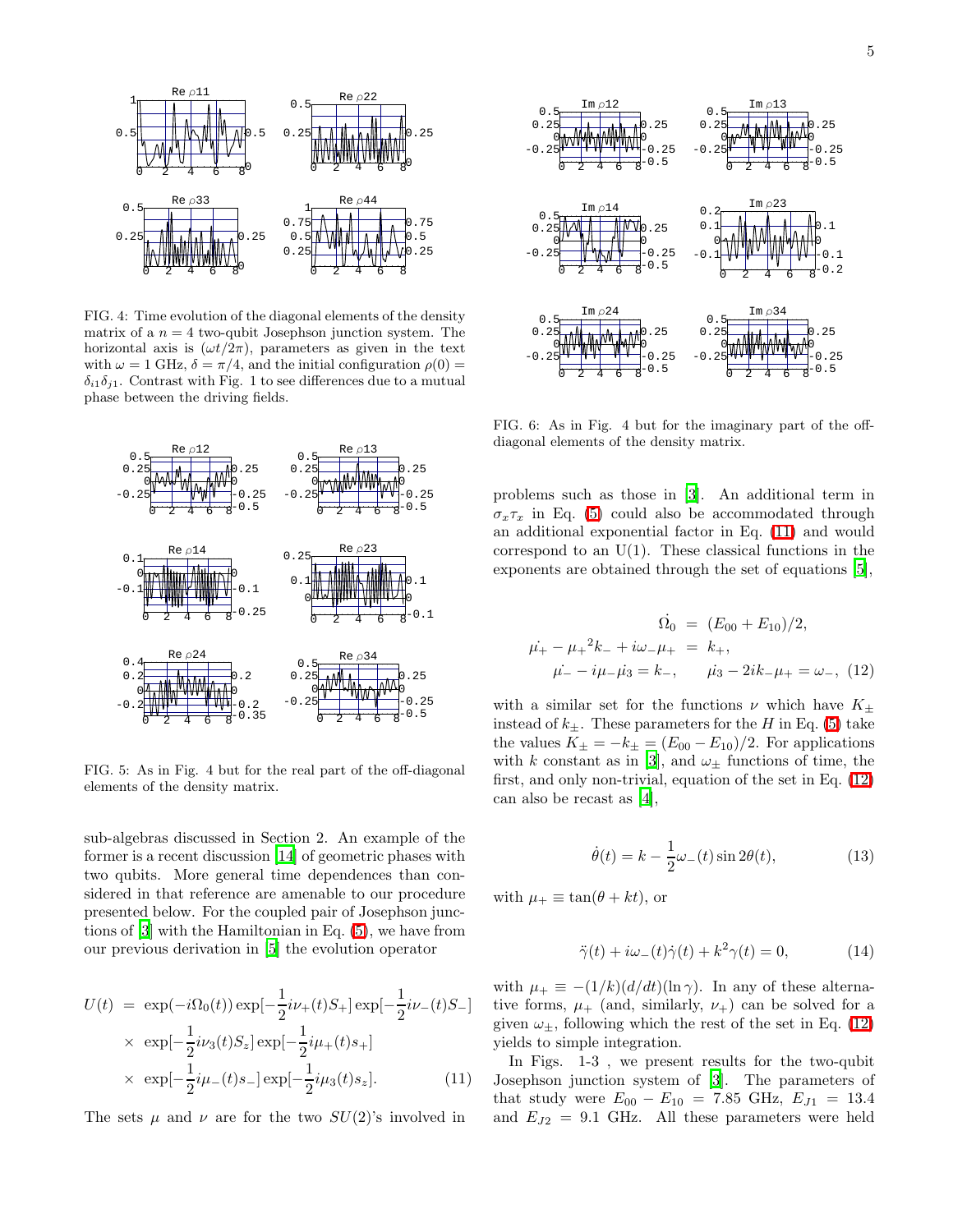FIG. 4: Time evolution of the diagonal elements of the density matrix of a $n = 4$ two-qubit Josephson junction system. The horizontal axis is $(\omega t/2\pi)$, parameters as given in the text with $\omega = 1$ GHz, $\delta = \pi/4$, and the initial configuration $\rho(0) = \delta_{i1}\delta_{j1}$. Contrast with Fig. 1 to see differences due to a mutual phase between the driving fields.

FIG. 5: As in Fig. 4 but for the real part of the off-diagonal elements of the density matrix.

sub-algebras discussed in Section 2. An example of the former is a recent discussion [14] of geometric phases with two qubits. More general time dependences than considered in that reference are amenable to our procedure presented below. For the coupled pair of Josephson junctions of [3] with the Hamiltonian in Eq. (5), we have from our previous derivation in [5] the evolution operator

$$
\begin{aligned}
U(t) &= \exp(-i\Omega_0(t)) \exp[-\frac{1}{2}i\nu_+(t)S_+] \exp[-\frac{1}{2}i\nu_-(t)S_-] \\
&\times \exp[-\frac{1}{2}i\nu_3(t)S_z] \exp[-\frac{1}{2}i\mu_+(t)s_+] \\
&\times \exp[-\frac{1}{2}i\mu_-(t)s_-] \exp[-\frac{1}{2}i\mu_3(t)s_z]. \qquad (11)
\end{aligned}
$$

The sets $\mu$ and $\nu$ are for the two $SU(2)$'s involved in

FIG. 6: As in Fig. 4 but for the imaginary part of the off-diagonal elements of the density matrix.

problems such as those in [3]. An additional term in $\sigma_x \tau_x$ in Eq. (5) could also be accommodated through an additional exponential factor in Eq. (11) and would correspond to an U(1). These classical functions in the exponents are obtained through the set of equations [5],

$$
\begin{aligned}
\dot{\Omega_0} &= (E_{00} + E_{10})/2, \\
\dot{\mu_+} - {\mu_+}^2 k_- + i\omega_- \mu_+ &= k_+, \\
\dot{\mu_-} - i\mu_- \dot{\mu_3} = k_-, \qquad & \dot{\mu_3} - 2ik_-\mu_+ = \omega_-, \quad (12)
\end{aligned}
$$

with a similar set for the functions $\nu$ which have $K_\pm$ instead of $k_\pm$. These parameters for the $H$ in Eq. (5) take the values $K_\pm = -k_\pm = (E_{00} - E_{10})/2$. For applications with $k$ constant as in [3], and $\omega_\pm$ functions of time, the first, and only non-trivial, equation of the set in Eq. (12) can also be recast as [4],

$$
\dot{\theta}(t) = k - \frac{1}{2}\omega_-(t) \sin 2\theta(t), \qquad (13)
$$

with $\mu_+ \equiv \tan(\theta + kt)$, or

$$
\ddot{\gamma}(t) + i\omega_-(t)\dot{\gamma}(t) + k^2\gamma(t) = 0, \qquad (14)
$$

with $\mu_+ \equiv -(1/k)(d/dt)(\ln \gamma)$. In any of these alternative forms, $\mu_+$ (and, similarly, $\nu_+$) can be solved for a given $\omega_\pm$, following which the rest of the set in Eq. (12) yields to simple integration.

In Figs. 1-3 , we present results for the two-qubit Josephson junction system of [3]. The parameters of that study were $E_{00} - E_{10} = 7.85$ GHz, $E_{J1} = 13.4$ and $E_{J2} = 9.1$ GHz. All these parameters were held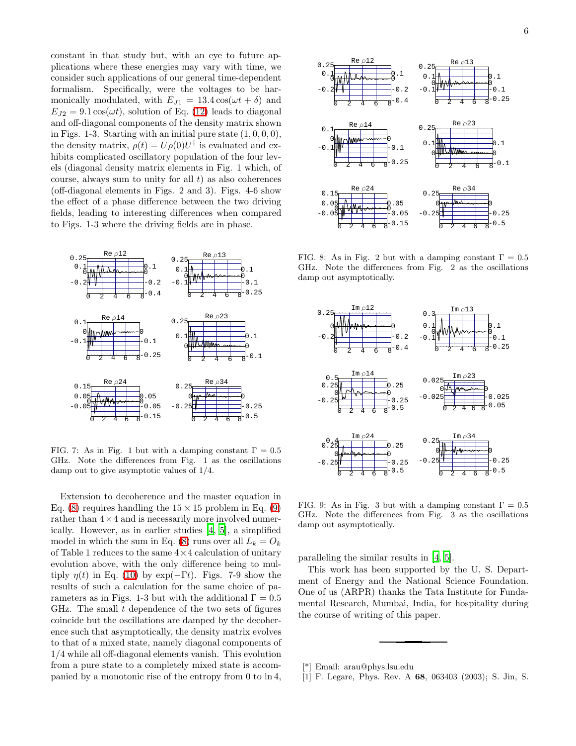constant in that study but, with an eye to future applications where these energies may vary with time, we consider such applications of our general time-dependent formalism. Specifically, were the voltages to be harmonically modulated, with $E_{J1} = 13.4\cos(\omega t + \delta)$ and $E_{J2} = 9.1\cos(\omega t)$, solution of Eq. (12) leads to diagonal and off-diagonal components of the density matrix shown in Figs. 1-3. Starting with an initial pure state $(1, 0, 0, 0)$, the density matrix, $\rho(t) = U\rho(0)U^{\dagger}$ is evaluated and exhibits complicated oscillatory population of the four levels (diagonal density matrix elements in Fig. 1 which, of course, always sum to unity for all $t$) as also coherences (off-diagonal elements in Figs. 2 and 3). Figs. 4-6 show the effect of a phase difference between the two driving fields, leading to interesting differences when compared to Figs. 1-3 where the driving fields are in phase.

FIG. 7: As in Fig. 1 but with a damping constant $\Gamma = 0.5$ GHz. Note the differences from Fig. 1 as the oscillations damp out to give asymptotic values of 1/4.

Extension to decoherence and the master equation in Eq. (8) requires handling the $15 \times 15$ problem in Eq. (9) rather than $4 \times 4$ and is necessarily more involved numerically. However, as in earlier studies [4, 5], a simplified model in which the sum in Eq. (8) runs over all $L_k = O_k$ of Table 1 reduces to the same $4 \times 4$ calculation of unitary evolution above, with the only difference being to multiply $\eta(t)$ in Eq. (10) by $\exp(-\Gamma t)$. Figs. 7-9 show the results of such a calculation for the same choice of parameters as in Figs. 1-3 but with the additional $\Gamma = 0.5$ GHz. The small $t$ dependence of the two sets of figures coincide but the oscillations are damped by the decoherence such that asymptotically, the density matrix evolves to that of a mixed state, namely diagonal components of 1/4 while all off-diagonal elements vanish. This evolution from a pure state to a completely mixed state is accompanied by a monotonic rise of the entropy from 0 to $\ln 4$, paralleling the similar results in [4, 5].

FIG. 8: As in Fig. 2 but with a damping constant $\Gamma = 0.5$ GHz. Note the differences from Fig. 2 as the oscillations damp out asymptotically.

FIG. 9: As in Fig. 3 but with a damping constant $\Gamma = 0.5$ GHz. Note the differences from Fig. 3 as the oscillations damp out asymptotically.

This work has been supported by the U. S. Department of Energy and the National Science Foundation. One of us (ARPR) thanks the Tata Institute for Fundamental Research, Mumbai, India, for hospitality during the course of writing of this paper.

---

[*] Email: arau@phys.lsu.edu

[1] F. Legare, Phys. Rev. A **68**, 063403 (2003); S. Jin, S.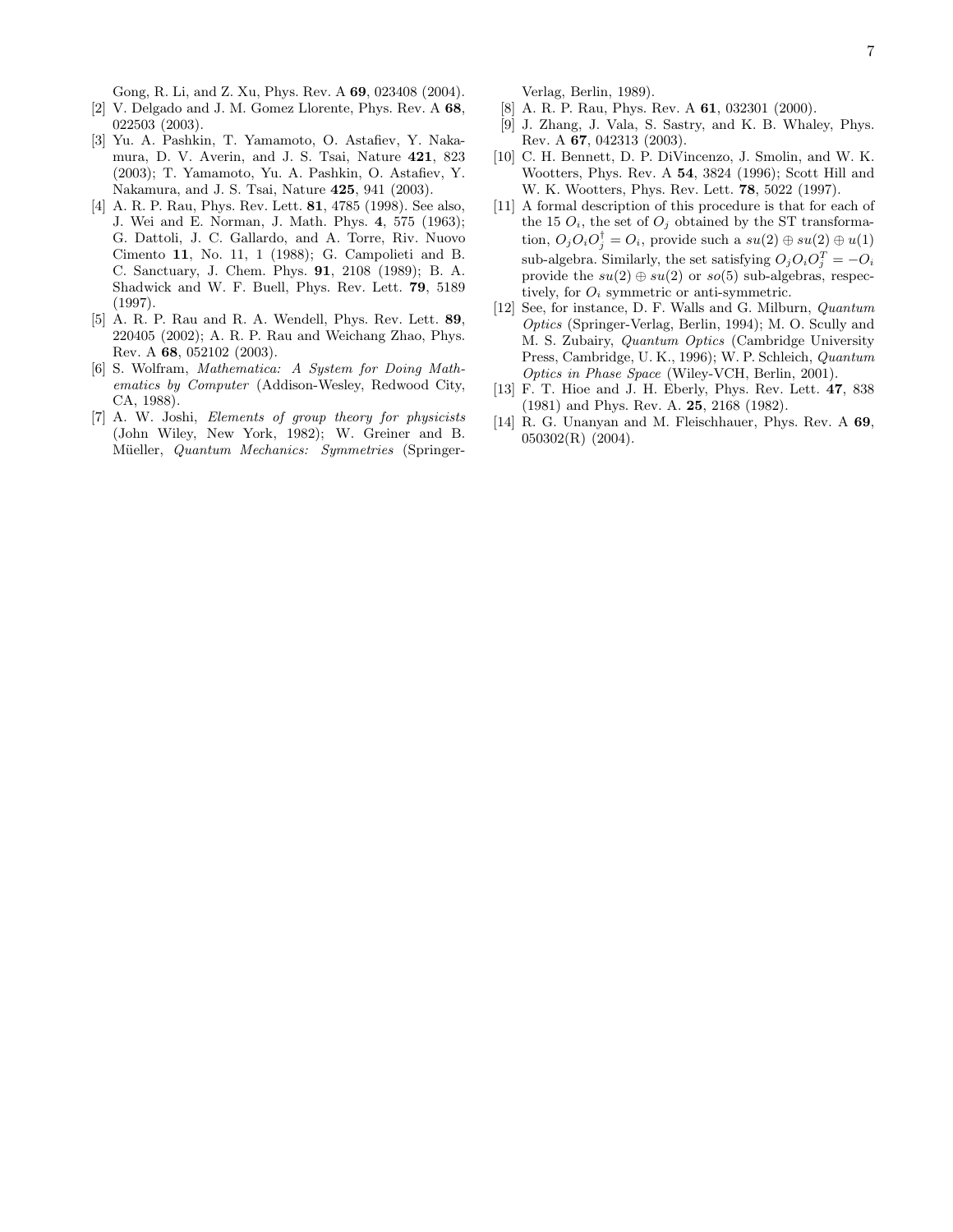Gong, R. Li, and Z. Xu, Phys. Rev. A **69**, 023408 (2004).

[2] V. Delgado and J. M. Gomez Llorente, Phys. Rev. A **68**, 022503 (2003).

[3] Yu. A. Pashkin, T. Yamamoto, O. Astafiev, Y. Nakamura, D. V. Averin, and J. S. Tsai, Nature **421**, 823 (2003); T. Yamamoto, Yu. A. Pashkin, O. Astafiev, Y. Nakamura, and J. S. Tsai, Nature **425**, 941 (2003).

[4] A. R. P. Rau, Phys. Rev. Lett. **81**, 4785 (1998). See also, J. Wei and E. Norman, J. Math. Phys. **4**, 575 (1963); G. Dattoli, J. C. Gallardo, and A. Torre, Riv. Nuovo Cimento **11**, No. 11, 1 (1988); G. Campolieti and B. C. Sanctuary, J. Chem. Phys. **91**, 2108 (1989); B. A. Shadwick and W. F. Buell, Phys. Rev. Lett. **79**, 5189 (1997).

[5] A. R. P. Rau and R. A. Wendell, Phys. Rev. Lett. **89**, 220405 (2002); A. R. P. Rau and Weichang Zhao, Phys. Rev. A **68**, 052102 (2003).

[6] S. Wolfram, *Mathematica: A System for Doing Mathematics by Computer* (Addison-Wesley, Redwood City, CA, 1988).

[7] A. W. Joshi, *Elements of group theory for physicists* (John Wiley, New York, 1982); W. Greiner and B. Müeller, *Quantum Mechanics: Symmetries* (Springer-Verlag, Berlin, 1989).

[8] A. R. P. Rau, Phys. Rev. A **61**, 032301 (2000).

[9] J. Zhang, J. Vala, S. Sastry, and K. B. Whaley, Phys. Rev. A **67**, 042313 (2003).

[10] C. H. Bennett, D. P. DiVincenzo, J. Smolin, and W. K. Wootters, Phys. Rev. A **54**, 3824 (1996); Scott Hill and W. K. Wootters, Phys. Rev. Lett. **78**, 5022 (1997).

[11] A formal description of this procedure is that for each of the 15 $O_i$, the set of $O_j$ obtained by the ST transformation, $O_j O_i O_j^\dagger = O_i$, provide such a $su(2) \oplus su(2) \oplus u(1)$ sub-algebra. Similarly, the set satisfying $O_j O_i O_j^T = -O_i$ provide the $su(2) \oplus su(2)$ or $so(5)$ sub-algebras, respectively, for $O_i$ symmetric or anti-symmetric.

[12] See, for instance, D. F. Walls and G. Milburn, *Quantum Optics* (Springer-Verlag, Berlin, 1994); M. O. Scully and M. S. Zubairy, *Quantum Optics* (Cambridge University Press, Cambridge, U. K., 1996); W. P. Schleich, *Quantum Optics in Phase Space* (Wiley-VCH, Berlin, 2001).

[13] F. T. Hioe and J. H. Eberly, Phys. Rev. Lett. **47**, 838 (1981) and Phys. Rev. A. **25**, 2168 (1982).

[14] R. G. Unanyan and M. Fleischhauer, Phys. Rev. A **69**, 050302(R) (2004).